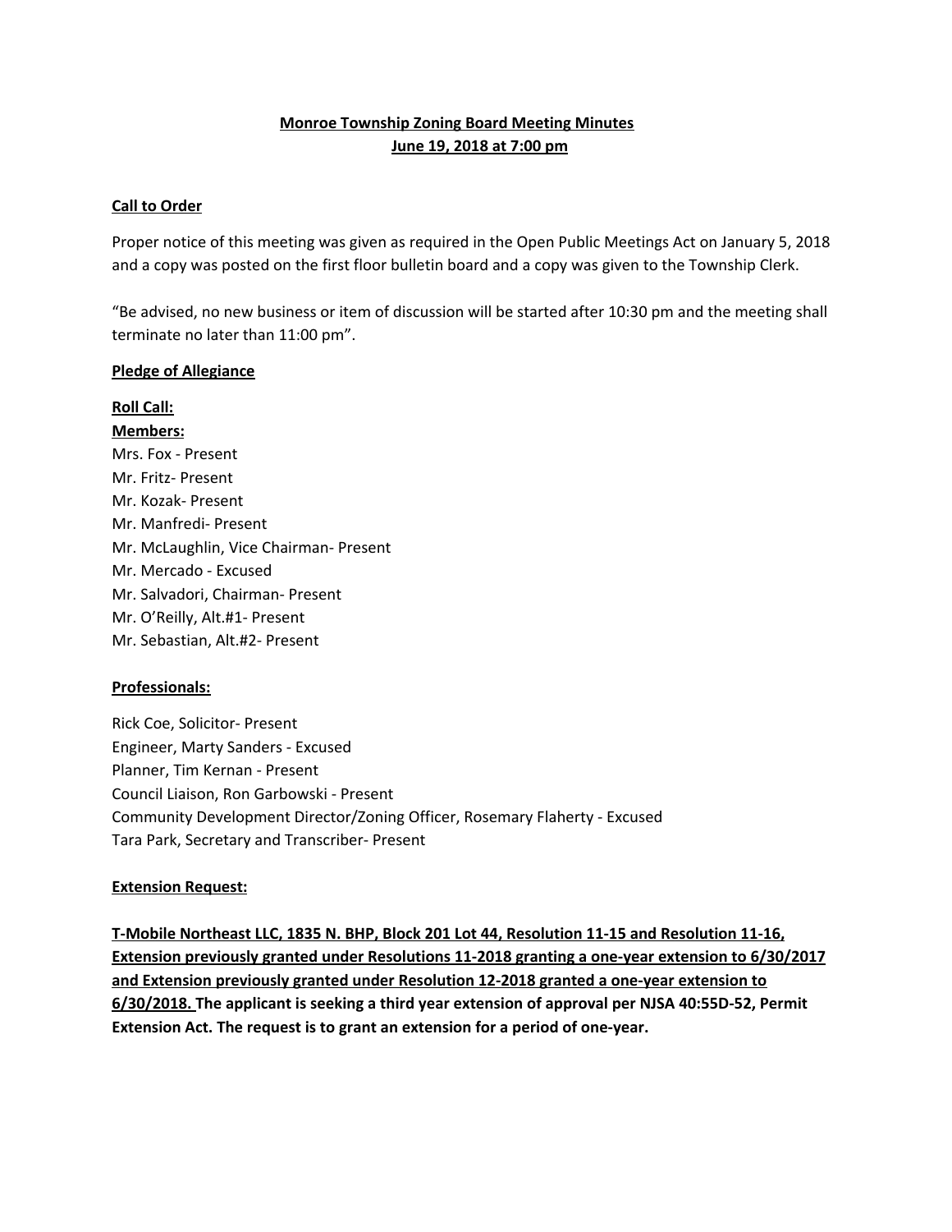**Monroe Township Zoning Board Meeting Minutes**
**June 19, 2018 at 7:00 pm**

**Call to Order**

Proper notice of this meeting was given as required in the Open Public Meetings Act on January 5, 2018 and a copy was posted on the first floor bulletin board and a copy was given to the Township Clerk.

"Be advised, no new business or item of discussion will be started after 10:30 pm and the meeting shall terminate no later than 11:00 pm".

**Pledge of Allegiance**

**Roll Call:**

**Members:**

Mrs. Fox - Present
Mr. Fritz- Present
Mr. Kozak- Present
Mr. Manfredi- Present
Mr. McLaughlin, Vice Chairman- Present
Mr. Mercado - Excused
Mr. Salvadori, Chairman- Present
Mr. O'Reilly, Alt.#1- Present
Mr. Sebastian, Alt.#2- Present

**Professionals:**

Rick Coe, Solicitor- Present
Engineer, Marty Sanders - Excused
Planner, Tim Kernan - Present
Council Liaison, Ron Garbowski - Present
Community Development Director/Zoning Officer, Rosemary Flaherty - Excused
Tara Park, Secretary and Transcriber- Present

**Extension Request:**

**T-Mobile Northeast LLC, 1835 N. BHP, Block 201 Lot 44, Resolution 11-15 and Resolution 11-16, Extension previously granted under Resolutions 11-2018 granting a one-year extension to 6/30/2017 and Extension previously granted under Resolution 12-2018 granted a one-year extension to 6/30/2018. The applicant is seeking a third year extension of approval per NJSA 40:55D-52, Permit Extension Act. The request is to grant an extension for a period of one-year.**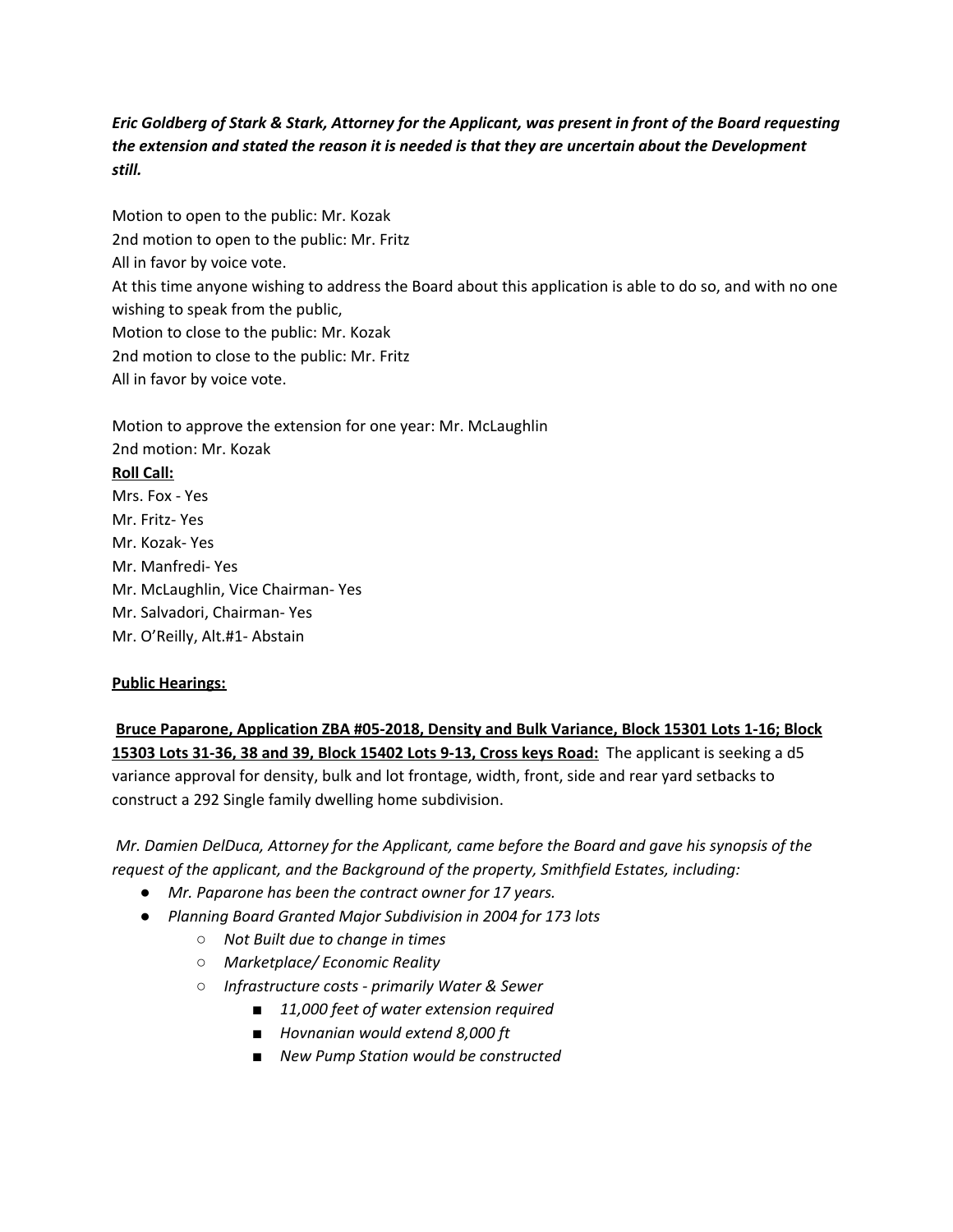***Eric Goldberg of Stark & Stark, Attorney for the Applicant, was present in front of the Board requesting the extension and stated the reason it is needed is that they are uncertain about the Development still.***

Motion to open to the public: Mr. Kozak
2nd motion to open to the public: Mr. Fritz
All in favor by voice vote.
At this time anyone wishing to address the Board about this application is able to do so, and with no one wishing to speak from the public,
Motion to close to the public: Mr. Kozak
2nd motion to close to the public: Mr. Fritz
All in favor by voice vote.

Motion to approve the extension for one year: Mr. McLaughlin
2nd motion: Mr. Kozak
**Roll Call:**
Mrs. Fox - Yes
Mr. Fritz- Yes
Mr. Kozak- Yes
Mr. Manfredi- Yes
Mr. McLaughlin, Vice Chairman- Yes
Mr. Salvadori, Chairman- Yes
Mr. O'Reilly, Alt.#1- Abstain

**Public Hearings:**

**Bruce Paparone, Application ZBA #05-2018, Density and Bulk Variance, Block 15301 Lots 1-16; Block 15303 Lots 31-36, 38 and 39, Block 15402 Lots 9-13, Cross keys Road:** The applicant is seeking a d5 variance approval for density, bulk and lot frontage, width, front, side and rear yard setbacks to construct a 292 Single family dwelling home subdivision.

*Mr. Damien DelDuca, Attorney for the Applicant, came before the Board and gave his synopsis of the request of the applicant, and the Background of the property, Smithfield Estates, including:*

- *Mr. Paparone has been the contract owner for 17 years.*
- *Planning Board Granted Major Subdivision in 2004 for 173 lots*
  - *Not Built due to change in times*
  - *Marketplace/ Economic Reality*
  - *Infrastructure costs - primarily Water & Sewer*
    - *11,000 feet of water extension required*
    - *Hovnanian would extend 8,000 ft*
    - *New Pump Station would be constructed*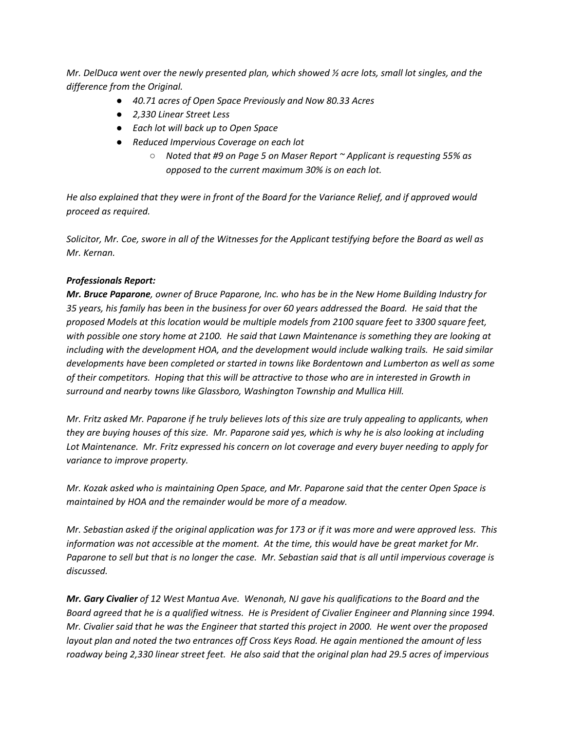*Mr. DelDuca went over the newly presented plan, which showed ½ acre lots, small lot singles, and the difference from the Original.*

- *40.71 acres of Open Space Previously and Now 80.33 Acres*
- *2,330 Linear Street Less*
- *Each lot will back up to Open Space*
- *Reduced Impervious Coverage on each lot*
  - *Noted that #9 on Page 5 on Maser Report ~ Applicant is requesting 55% as opposed to the current maximum 30% is on each lot.*

*He also explained that they were in front of the Board for the Variance Relief, and if approved would proceed as required.*

*Solicitor, Mr. Coe, swore in all of the Witnesses for the Applicant testifying before the Board as well as Mr. Kernan.*

***Professionals Report:***

***Mr. Bruce Paparone**, owner of Bruce Paparone, Inc. who has be in the New Home Building Industry for 35 years, his family has been in the business for over 60 years addressed the Board. He said that the proposed Models at this location would be multiple models from 2100 square feet to 3300 square feet, with possible one story home at 2100. He said that Lawn Maintenance is something they are looking at including with the development HOA, and the development would include walking trails. He said similar developments have been completed or started in towns like Bordentown and Lumberton as well as some of their competitors. Hoping that this will be attractive to those who are in interested in Growth in surround and nearby towns like Glassboro, Washington Township and Mullica Hill.*

*Mr. Fritz asked Mr. Paparone if he truly believes lots of this size are truly appealing to applicants, when they are buying houses of this size. Mr. Paparone said yes, which is why he is also looking at including Lot Maintenance. Mr. Fritz expressed his concern on lot coverage and every buyer needing to apply for variance to improve property.*

*Mr. Kozak asked who is maintaining Open Space, and Mr. Paparone said that the center Open Space is maintained by HOA and the remainder would be more of a meadow.*

*Mr. Sebastian asked if the original application was for 173 or if it was more and were approved less. This information was not accessible at the moment. At the time, this would have be great market for Mr. Paparone to sell but that is no longer the case. Mr. Sebastian said that is all until impervious coverage is discussed.*

***Mr. Gary Civalier** of 12 West Mantua Ave. Wenonah, NJ gave his qualifications to the Board and the Board agreed that he is a qualified witness. He is President of Civalier Engineer and Planning since 1994. Mr. Civalier said that he was the Engineer that started this project in 2000. He went over the proposed layout plan and noted the two entrances off Cross Keys Road. He again mentioned the amount of less roadway being 2,330 linear street feet. He also said that the original plan had 29.5 acres of impervious*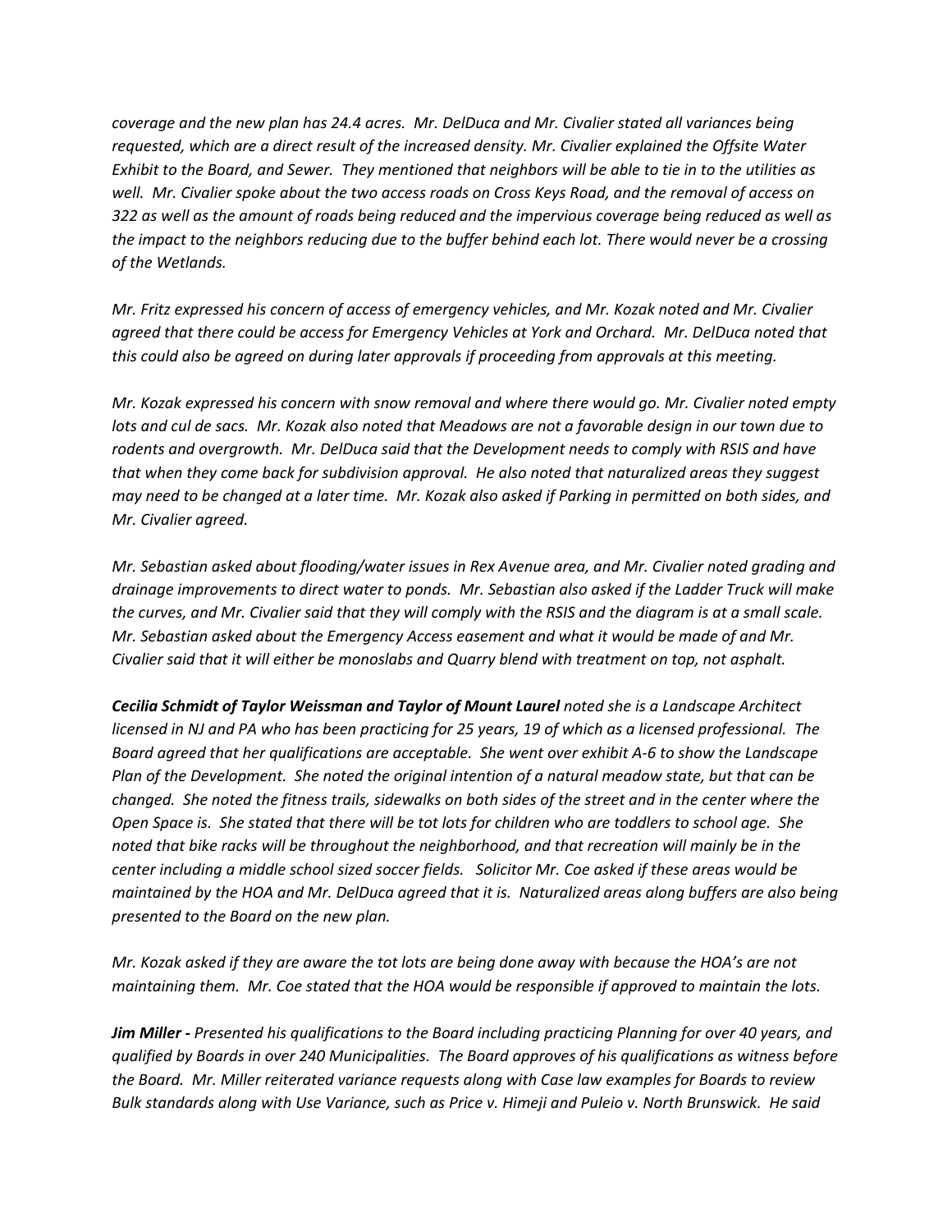*coverage and the new plan has 24.4 acres. Mr. DelDuca and Mr. Civalier stated all variances being requested, which are a direct result of the increased density. Mr. Civalier explained the Offsite Water Exhibit to the Board, and Sewer. They mentioned that neighbors will be able to tie in to the utilities as well. Mr. Civalier spoke about the two access roads on Cross Keys Road, and the removal of access on 322 as well as the amount of roads being reduced and the impervious coverage being reduced as well as the impact to the neighbors reducing due to the buffer behind each lot. There would never be a crossing of the Wetlands.*

*Mr. Fritz expressed his concern of access of emergency vehicles, and Mr. Kozak noted and Mr. Civalier agreed that there could be access for Emergency Vehicles at York and Orchard. Mr. DelDuca noted that this could also be agreed on during later approvals if proceeding from approvals at this meeting.*

*Mr. Kozak expressed his concern with snow removal and where there would go. Mr. Civalier noted empty lots and cul de sacs. Mr. Kozak also noted that Meadows are not a favorable design in our town due to rodents and overgrowth. Mr. DelDuca said that the Development needs to comply with RSIS and have that when they come back for subdivision approval. He also noted that naturalized areas they suggest may need to be changed at a later time. Mr. Kozak also asked if Parking in permitted on both sides, and Mr. Civalier agreed.*

*Mr. Sebastian asked about flooding/water issues in Rex Avenue area, and Mr. Civalier noted grading and drainage improvements to direct water to ponds. Mr. Sebastian also asked if the Ladder Truck will make the curves, and Mr. Civalier said that they will comply with the RSIS and the diagram is at a small scale. Mr. Sebastian asked about the Emergency Access easement and what it would be made of and Mr. Civalier said that it will either be monoslabs and Quarry blend with treatment on top, not asphalt.*

***Cecilia Schmidt of Taylor Weissman and Taylor of Mount Laurel*** *noted she is a Landscape Architect licensed in NJ and PA who has been practicing for 25 years, 19 of which as a licensed professional. The Board agreed that her qualifications are acceptable. She went over exhibit A-6 to show the Landscape Plan of the Development. She noted the original intention of a natural meadow state, but that can be changed. She noted the fitness trails, sidewalks on both sides of the street and in the center where the Open Space is. She stated that there will be tot lots for children who are toddlers to school age. She noted that bike racks will be throughout the neighborhood, and that recreation will mainly be in the center including a middle school sized soccer fields. Solicitor Mr. Coe asked if these areas would be maintained by the HOA and Mr. DelDuca agreed that it is. Naturalized areas along buffers are also being presented to the Board on the new plan.*

*Mr. Kozak asked if they are aware the tot lots are being done away with because the HOA's are not maintaining them. Mr. Coe stated that the HOA would be responsible if approved to maintain the lots.*

***Jim Miller -*** *Presented his qualifications to the Board including practicing Planning for over 40 years, and qualified by Boards in over 240 Municipalities. The Board approves of his qualifications as witness before the Board. Mr. Miller reiterated variance requests along with Case law examples for Boards to review Bulk standards along with Use Variance, such as Price v. Himeji and Puleio v. North Brunswick. He said*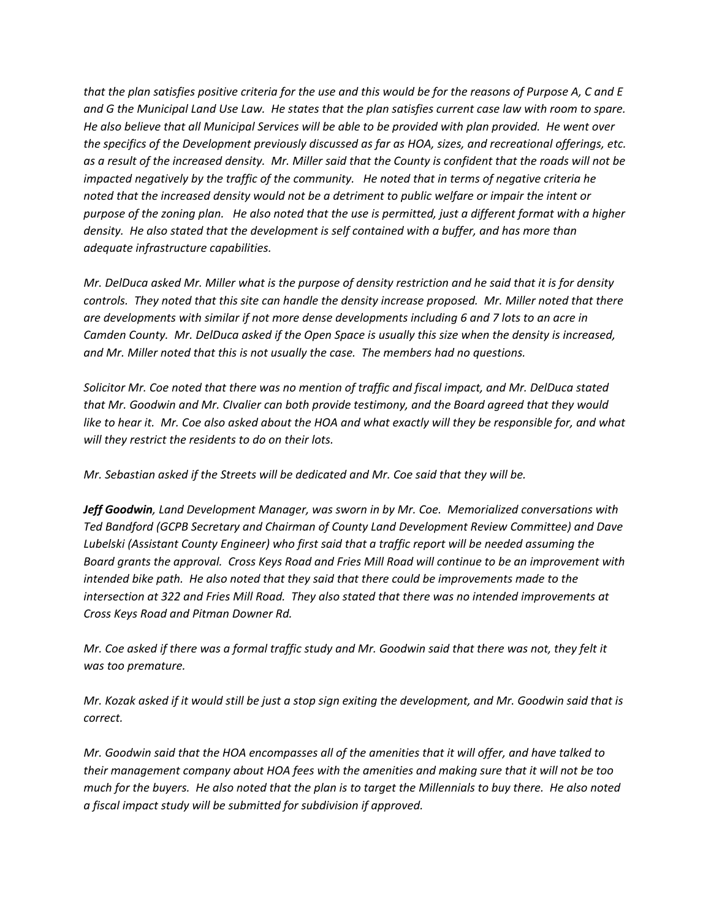*that the plan satisfies positive criteria for the use and this would be for the reasons of Purpose A, C and E and G the Municipal Land Use Law. He states that the plan satisfies current case law with room to spare. He also believe that all Municipal Services will be able to be provided with plan provided. He went over the specifics of the Development previously discussed as far as HOA, sizes, and recreational offerings, etc. as a result of the increased density. Mr. Miller said that the County is confident that the roads will not be impacted negatively by the traffic of the community. He noted that in terms of negative criteria he noted that the increased density would not be a detriment to public welfare or impair the intent or purpose of the zoning plan. He also noted that the use is permitted, just a different format with a higher density. He also stated that the development is self contained with a buffer, and has more than adequate infrastructure capabilities.*

*Mr. DelDuca asked Mr. Miller what is the purpose of density restriction and he said that it is for density controls. They noted that this site can handle the density increase proposed. Mr. Miller noted that there are developments with similar if not more dense developments including 6 and 7 lots to an acre in Camden County. Mr. DelDuca asked if the Open Space is usually this size when the density is increased, and Mr. Miller noted that this is not usually the case. The members had no questions.*

*Solicitor Mr. Coe noted that there was no mention of traffic and fiscal impact, and Mr. DelDuca stated that Mr. Goodwin and Mr. CIvalier can both provide testimony, and the Board agreed that they would like to hear it. Mr. Coe also asked about the HOA and what exactly will they be responsible for, and what will they restrict the residents to do on their lots.*

*Mr. Sebastian asked if the Streets will be dedicated and Mr. Coe said that they will be.*

***Jeff Goodwin**, Land Development Manager, was sworn in by Mr. Coe. Memorialized conversations with Ted Bandford (GCPB Secretary and Chairman of County Land Development Review Committee) and Dave Lubelski (Assistant County Engineer) who first said that a traffic report will be needed assuming the Board grants the approval. Cross Keys Road and Fries Mill Road will continue to be an improvement with intended bike path. He also noted that they said that there could be improvements made to the intersection at 322 and Fries Mill Road. They also stated that there was no intended improvements at Cross Keys Road and Pitman Downer Rd.*

*Mr. Coe asked if there was a formal traffic study and Mr. Goodwin said that there was not, they felt it was too premature.*

*Mr. Kozak asked if it would still be just a stop sign exiting the development, and Mr. Goodwin said that is correct.*

*Mr. Goodwin said that the HOA encompasses all of the amenities that it will offer, and have talked to their management company about HOA fees with the amenities and making sure that it will not be too much for the buyers. He also noted that the plan is to target the Millennials to buy there. He also noted a fiscal impact study will be submitted for subdivision if approved.*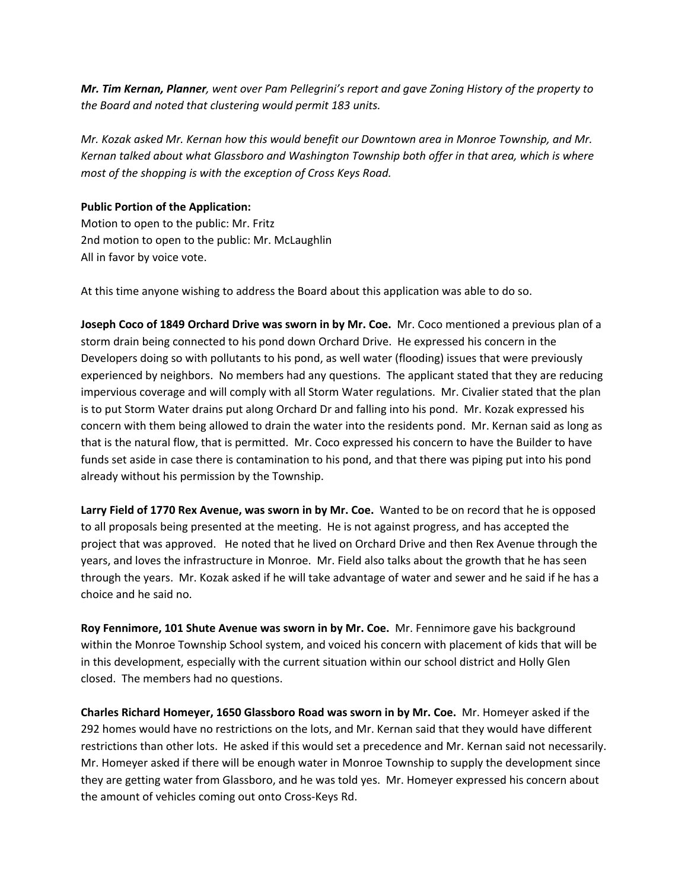***Mr. Tim Kernan, Planner**, went over Pam Pellegrini's report and gave Zoning History of the property to the Board and noted that clustering would permit 183 units.*

*Mr. Kozak asked Mr. Kernan how this would benefit our Downtown area in Monroe Township, and Mr. Kernan talked about what Glassboro and Washington Township both offer in that area, which is where most of the shopping is with the exception of Cross Keys Road.*

**Public Portion of the Application:**
Motion to open to the public: Mr. Fritz
2nd motion to open to the public: Mr. McLaughlin
All in favor by voice vote.

At this time anyone wishing to address the Board about this application was able to do so.

**Joseph Coco of 1849 Orchard Drive was sworn in by Mr. Coe.** Mr. Coco mentioned a previous plan of a storm drain being connected to his pond down Orchard Drive. He expressed his concern in the Developers doing so with pollutants to his pond, as well water (flooding) issues that were previously experienced by neighbors. No members had any questions. The applicant stated that they are reducing impervious coverage and will comply with all Storm Water regulations. Mr. Civalier stated that the plan is to put Storm Water drains put along Orchard Dr and falling into his pond. Mr. Kozak expressed his concern with them being allowed to drain the water into the residents pond. Mr. Kernan said as long as that is the natural flow, that is permitted. Mr. Coco expressed his concern to have the Builder to have funds set aside in case there is contamination to his pond, and that there was piping put into his pond already without his permission by the Township.

**Larry Field of 1770 Rex Avenue, was sworn in by Mr. Coe.** Wanted to be on record that he is opposed to all proposals being presented at the meeting. He is not against progress, and has accepted the project that was approved. He noted that he lived on Orchard Drive and then Rex Avenue through the years, and loves the infrastructure in Monroe. Mr. Field also talks about the growth that he has seen through the years. Mr. Kozak asked if he will take advantage of water and sewer and he said if he has a choice and he said no.

**Roy Fennimore, 101 Shute Avenue was sworn in by Mr. Coe.** Mr. Fennimore gave his background within the Monroe Township School system, and voiced his concern with placement of kids that will be in this development, especially with the current situation within our school district and Holly Glen closed. The members had no questions.

**Charles Richard Homeyer, 1650 Glassboro Road was sworn in by Mr. Coe.** Mr. Homeyer asked if the 292 homes would have no restrictions on the lots, and Mr. Kernan said that they would have different restrictions than other lots. He asked if this would set a precedence and Mr. Kernan said not necessarily. Mr. Homeyer asked if there will be enough water in Monroe Township to supply the development since they are getting water from Glassboro, and he was told yes. Mr. Homeyer expressed his concern about the amount of vehicles coming out onto Cross-Keys Rd.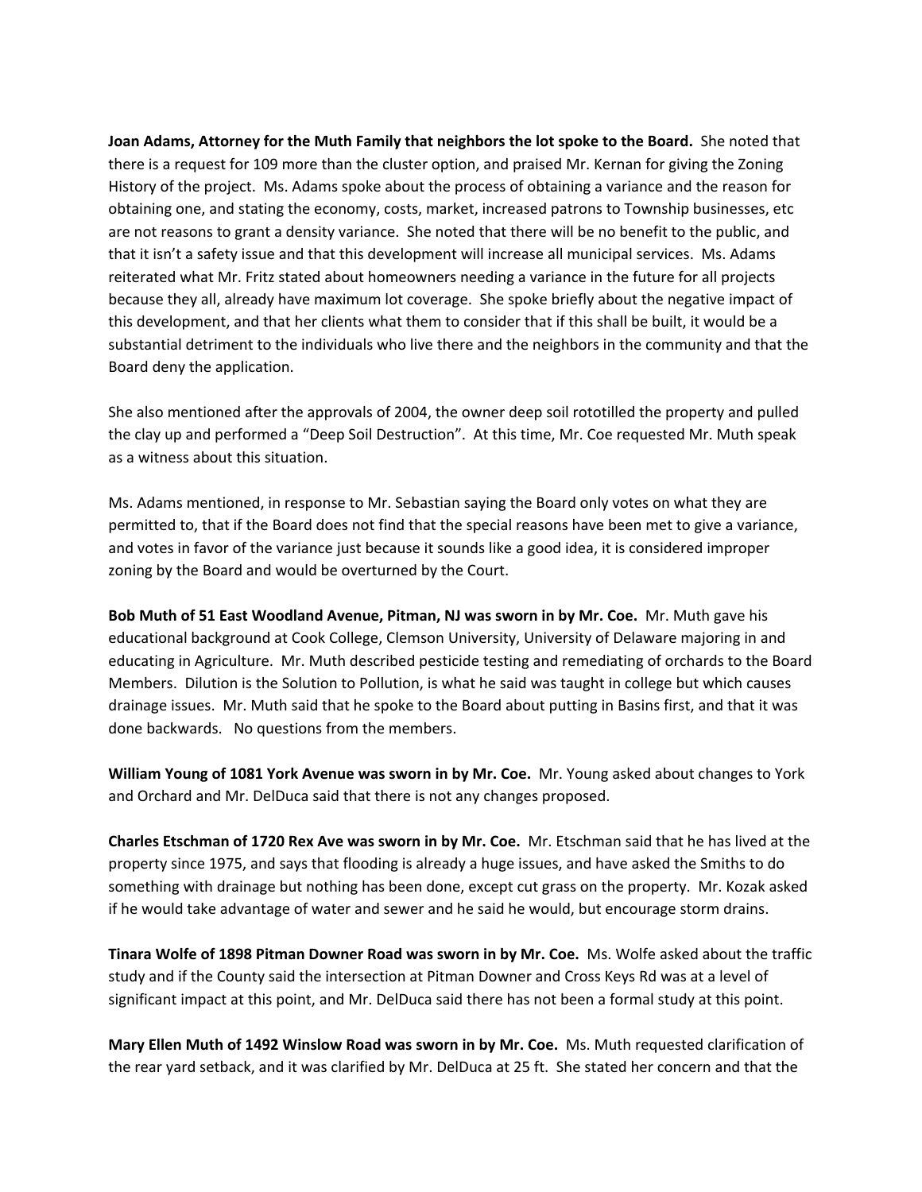**Joan Adams, Attorney for the Muth Family that neighbors the lot spoke to the Board.** She noted that there is a request for 109 more than the cluster option, and praised Mr. Kernan for giving the Zoning History of the project. Ms. Adams spoke about the process of obtaining a variance and the reason for obtaining one, and stating the economy, costs, market, increased patrons to Township businesses, etc are not reasons to grant a density variance. She noted that there will be no benefit to the public, and that it isn't a safety issue and that this development will increase all municipal services. Ms. Adams reiterated what Mr. Fritz stated about homeowners needing a variance in the future for all projects because they all, already have maximum lot coverage. She spoke briefly about the negative impact of this development, and that her clients what them to consider that if this shall be built, it would be a substantial detriment to the individuals who live there and the neighbors in the community and that the Board deny the application.

She also mentioned after the approvals of 2004, the owner deep soil rototilled the property and pulled the clay up and performed a "Deep Soil Destruction". At this time, Mr. Coe requested Mr. Muth speak as a witness about this situation.

Ms. Adams mentioned, in response to Mr. Sebastian saying the Board only votes on what they are permitted to, that if the Board does not find that the special reasons have been met to give a variance, and votes in favor of the variance just because it sounds like a good idea, it is considered improper zoning by the Board and would be overturned by the Court.

**Bob Muth of 51 East Woodland Avenue, Pitman, NJ was sworn in by Mr. Coe.** Mr. Muth gave his educational background at Cook College, Clemson University, University of Delaware majoring in and educating in Agriculture. Mr. Muth described pesticide testing and remediating of orchards to the Board Members. Dilution is the Solution to Pollution, is what he said was taught in college but which causes drainage issues. Mr. Muth said that he spoke to the Board about putting in Basins first, and that it was done backwards. No questions from the members.

**William Young of 1081 York Avenue was sworn in by Mr. Coe.** Mr. Young asked about changes to York and Orchard and Mr. DelDuca said that there is not any changes proposed.

**Charles Etschman of 1720 Rex Ave was sworn in by Mr. Coe.** Mr. Etschman said that he has lived at the property since 1975, and says that flooding is already a huge issues, and have asked the Smiths to do something with drainage but nothing has been done, except cut grass on the property. Mr. Kozak asked if he would take advantage of water and sewer and he said he would, but encourage storm drains.

**Tinara Wolfe of 1898 Pitman Downer Road was sworn in by Mr. Coe.** Ms. Wolfe asked about the traffic study and if the County said the intersection at Pitman Downer and Cross Keys Rd was at a level of significant impact at this point, and Mr. DelDuca said there has not been a formal study at this point.

**Mary Ellen Muth of 1492 Winslow Road was sworn in by Mr. Coe.** Ms. Muth requested clarification of the rear yard setback, and it was clarified by Mr. DelDuca at 25 ft. She stated her concern and that the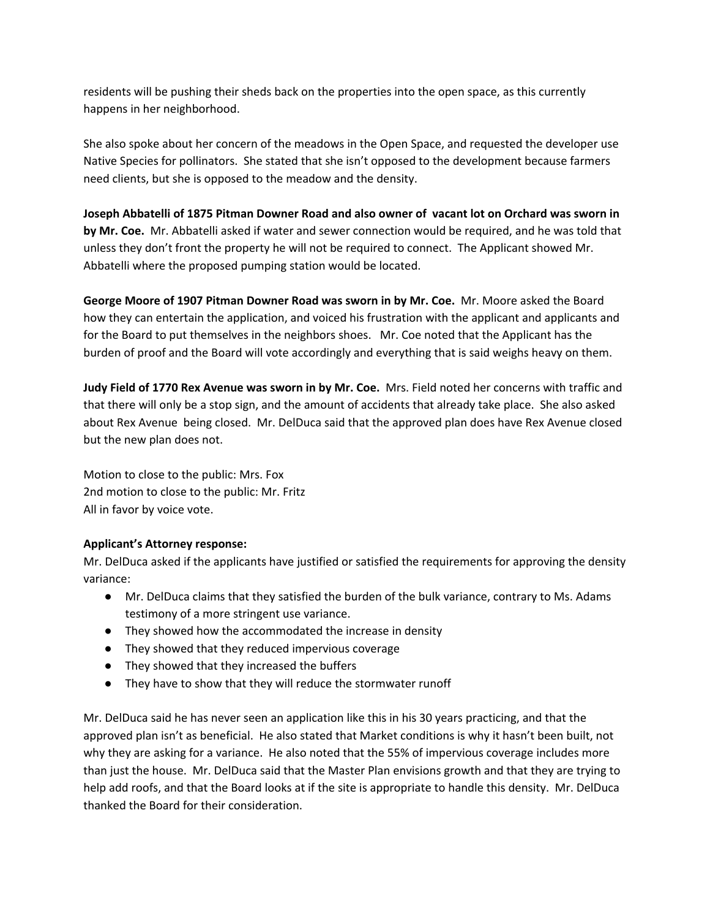residents will be pushing their sheds back on the properties into the open space, as this currently happens in her neighborhood.

She also spoke about her concern of the meadows in the Open Space, and requested the developer use Native Species for pollinators. She stated that she isn't opposed to the development because farmers need clients, but she is opposed to the meadow and the density.

**Joseph Abbatelli of 1875 Pitman Downer Road and also owner of vacant lot on Orchard was sworn in by Mr. Coe.** Mr. Abbatelli asked if water and sewer connection would be required, and he was told that unless they don't front the property he will not be required to connect. The Applicant showed Mr. Abbatelli where the proposed pumping station would be located.

**George Moore of 1907 Pitman Downer Road was sworn in by Mr. Coe.** Mr. Moore asked the Board how they can entertain the application, and voiced his frustration with the applicant and applicants and for the Board to put themselves in the neighbors shoes. Mr. Coe noted that the Applicant has the burden of proof and the Board will vote accordingly and everything that is said weighs heavy on them.

**Judy Field of 1770 Rex Avenue was sworn in by Mr. Coe.** Mrs. Field noted her concerns with traffic and that there will only be a stop sign, and the amount of accidents that already take place. She also asked about Rex Avenue being closed. Mr. DelDuca said that the approved plan does have Rex Avenue closed but the new plan does not.

Motion to close to the public: Mrs. Fox
2nd motion to close to the public: Mr. Fritz
All in favor by voice vote.

**Applicant's Attorney response:**
Mr. DelDuca asked if the applicants have justified or satisfied the requirements for approving the density variance:

- Mr. DelDuca claims that they satisfied the burden of the bulk variance, contrary to Ms. Adams testimony of a more stringent use variance.
- They showed how the accommodated the increase in density
- They showed that they reduced impervious coverage
- They showed that they increased the buffers
- They have to show that they will reduce the stormwater runoff

Mr. DelDuca said he has never seen an application like this in his 30 years practicing, and that the approved plan isn't as beneficial. He also stated that Market conditions is why it hasn't been built, not why they are asking for a variance. He also noted that the 55% of impervious coverage includes more than just the house. Mr. DelDuca said that the Master Plan envisions growth and that they are trying to help add roofs, and that the Board looks at if the site is appropriate to handle this density. Mr. DelDuca thanked the Board for their consideration.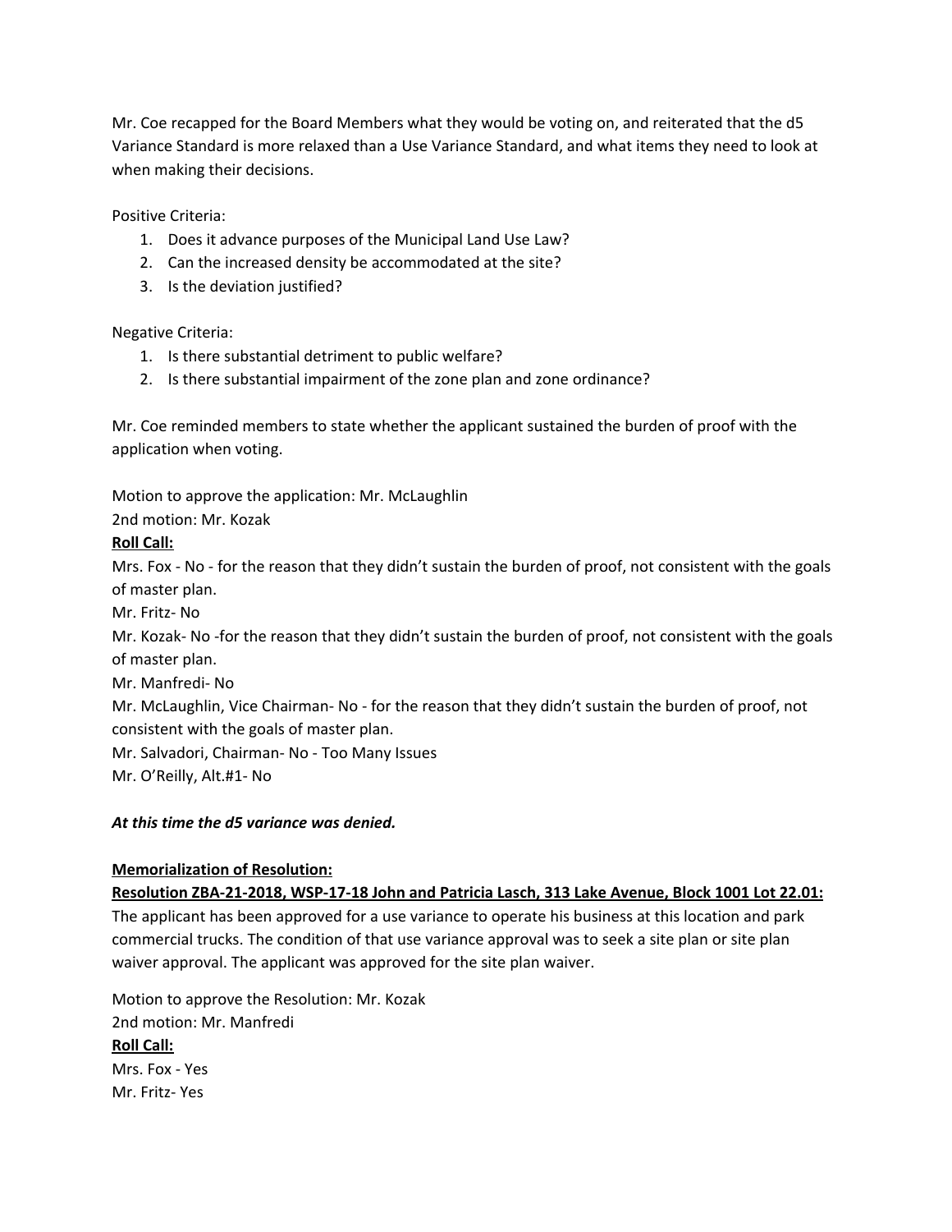Mr. Coe recapped for the Board Members what they would be voting on, and reiterated that the d5 Variance Standard is more relaxed than a Use Variance Standard, and what items they need to look at when making their decisions.

Positive Criteria:

1. Does it advance purposes of the Municipal Land Use Law?
2. Can the increased density be accommodated at the site?
3. Is the deviation justified?

Negative Criteria:

1. Is there substantial detriment to public welfare?
2. Is there substantial impairment of the zone plan and zone ordinance?

Mr. Coe reminded members to state whether the applicant sustained the burden of proof with the application when voting.

Motion to approve the application: Mr. McLaughlin
2nd motion: Mr. Kozak

**Roll Call:**

Mrs. Fox - No - for the reason that they didn't sustain the burden of proof, not consistent with the goals of master plan.
Mr. Fritz- No
Mr. Kozak- No -for the reason that they didn't sustain the burden of proof, not consistent with the goals of master plan.
Mr. Manfredi- No
Mr. McLaughlin, Vice Chairman- No - for the reason that they didn't sustain the burden of proof, not consistent with the goals of master plan.
Mr. Salvadori, Chairman- No - Too Many Issues
Mr. O'Reilly, Alt.#1- No

***At this time the d5 variance was denied.***

**Memorialization of Resolution:**

**Resolution ZBA-21-2018, WSP-17-18 John and Patricia Lasch, 313 Lake Avenue, Block 1001 Lot 22.01:**
The applicant has been approved for a use variance to operate his business at this location and park commercial trucks. The condition of that use variance approval was to seek a site plan or site plan waiver approval. The applicant was approved for the site plan waiver.

Motion to approve the Resolution: Mr. Kozak
2nd motion: Mr. Manfredi

**Roll Call:**

Mrs. Fox - Yes
Mr. Fritz- Yes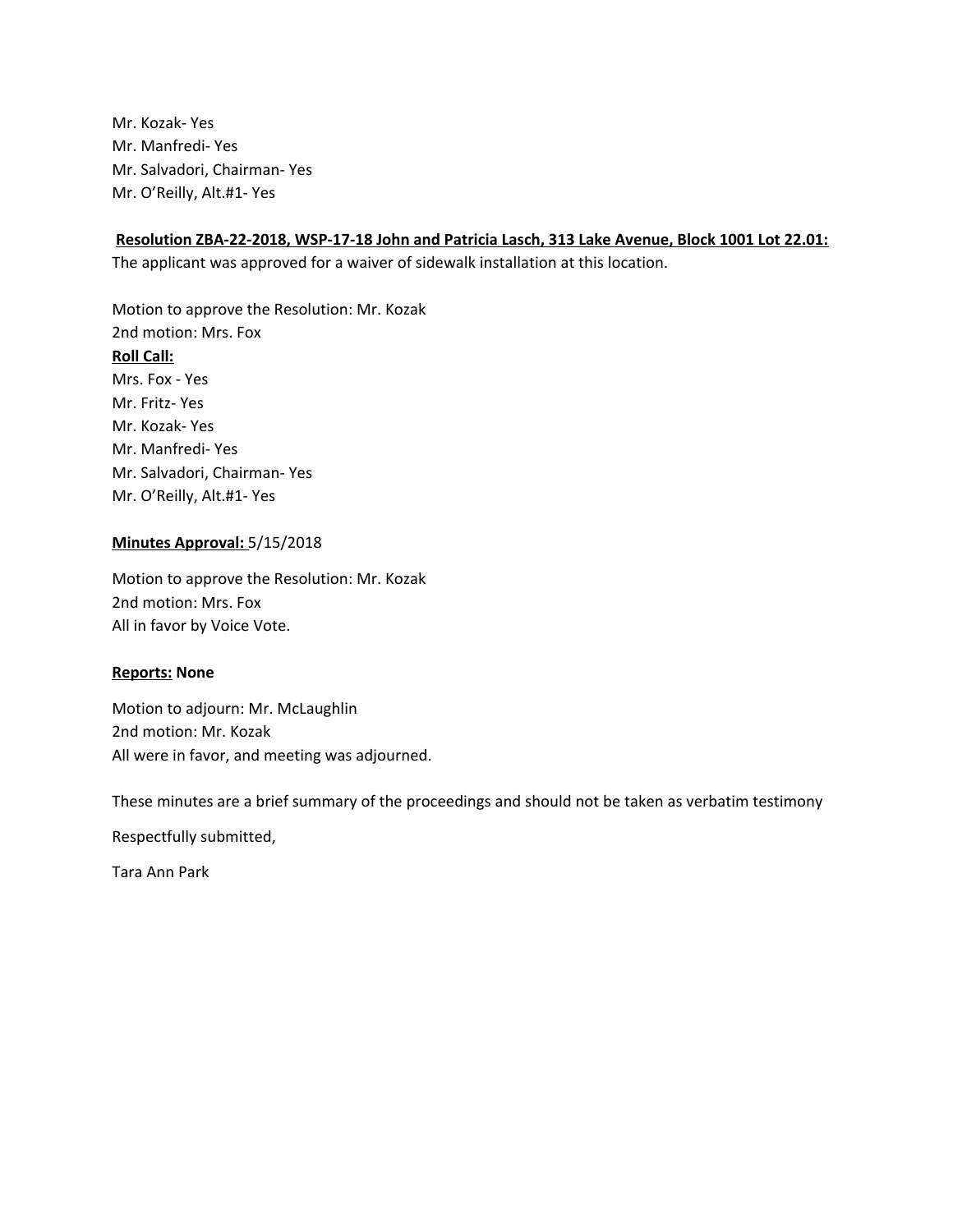Mr. Kozak- Yes
Mr. Manfredi- Yes
Mr. Salvadori, Chairman- Yes
Mr. O'Reilly, Alt.#1- Yes

**Resolution ZBA-22-2018, WSP-17-18 John and Patricia Lasch, 313 Lake Avenue, Block 1001 Lot 22.01:**
The applicant was approved for a waiver of sidewalk installation at this location.

Motion to approve the Resolution: Mr. Kozak
2nd motion: Mrs. Fox
**Roll Call:**
Mrs. Fox - Yes
Mr. Fritz- Yes
Mr. Kozak- Yes
Mr. Manfredi- Yes
Mr. Salvadori, Chairman- Yes
Mr. O'Reilly, Alt.#1- Yes

**Minutes Approval:** 5/15/2018

Motion to approve the Resolution: Mr. Kozak
2nd motion: Mrs. Fox
All in favor by Voice Vote.

**Reports: None**

Motion to adjourn: Mr. McLaughlin
2nd motion: Mr. Kozak
All were in favor, and meeting was adjourned.

These minutes are a brief summary of the proceedings and should not be taken as verbatim testimony

Respectfully submitted,

Tara Ann Park